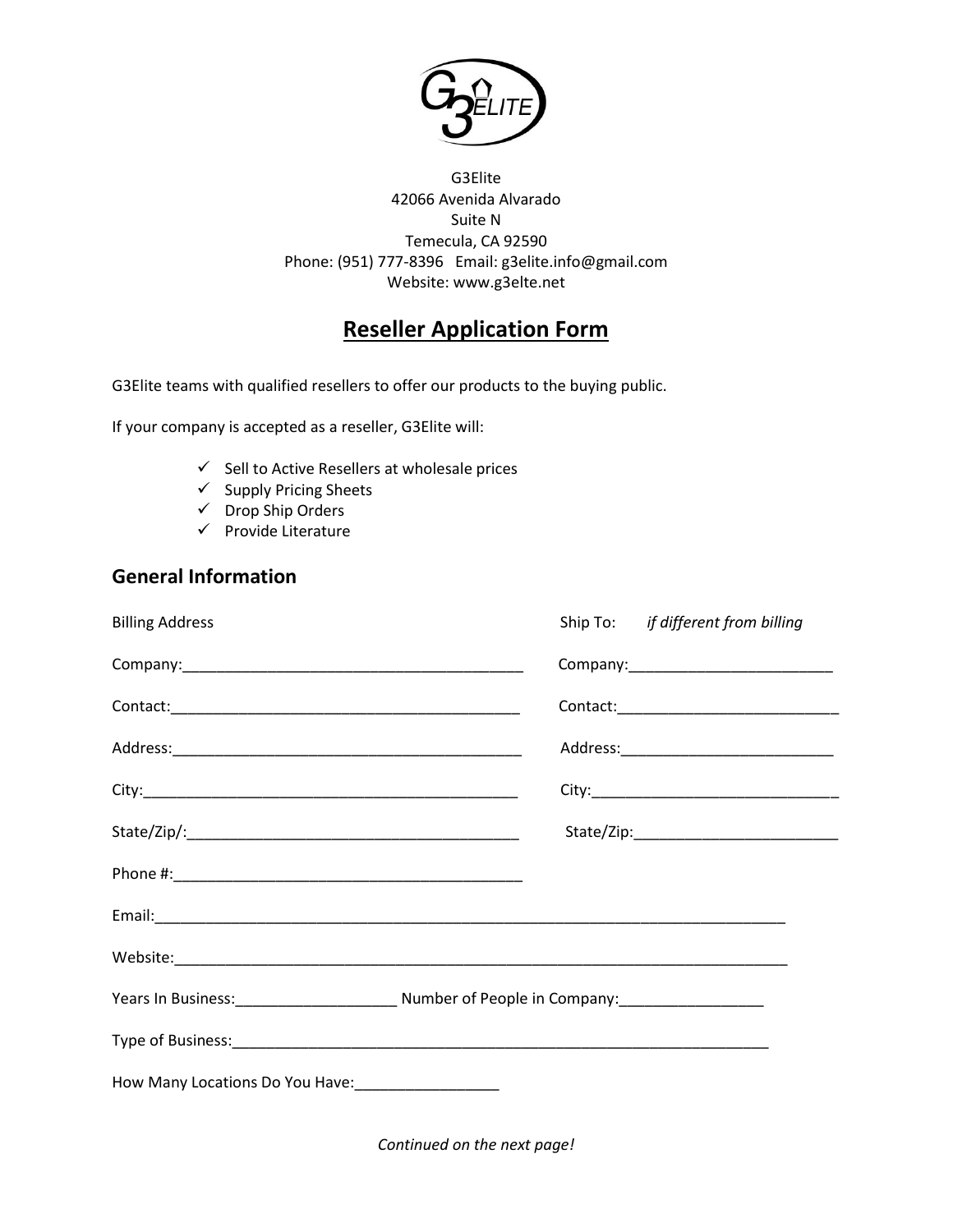G3Elite
42066 Avenida Alvarado
Suite N
Temecula, CA 92590
Phone: (951) 777-8396   Email: g3elite.info@gmail.com
Website: www.g3elte.net

# Reseller Application Form

G3Elite teams with qualified resellers to offer our products to the buying public.

If your company is accepted as a reseller, G3Elite will:

- ✓ Sell to Active Resellers at wholesale prices
- ✓ Supply Pricing Sheets
- ✓ Drop Ship Orders
- ✓ Provide Literature

## General Information

| Billing Address | Ship To: *if different from billing* |
|---|---|
| Company:_______________________________________ | Company:________________________ |
| Contact:_______________________________________ | Contact:__________________________ |
| Address:_______________________________________ | Address:_________________________ |
| City:__________________________________________ | City:_____________________________ |
| State/Zip/:_____________________________________ | State/Zip:________________________ |
| Phone #:_______________________________________ | |

Email:___________________________________________________________________________

Website:_________________________________________________________________________

Years In Business:___________________ Number of People in Company:_________________

Type of Business:_________________________________________________________________

How Many Locations Do You Have:_________________

*Continued on the next page!*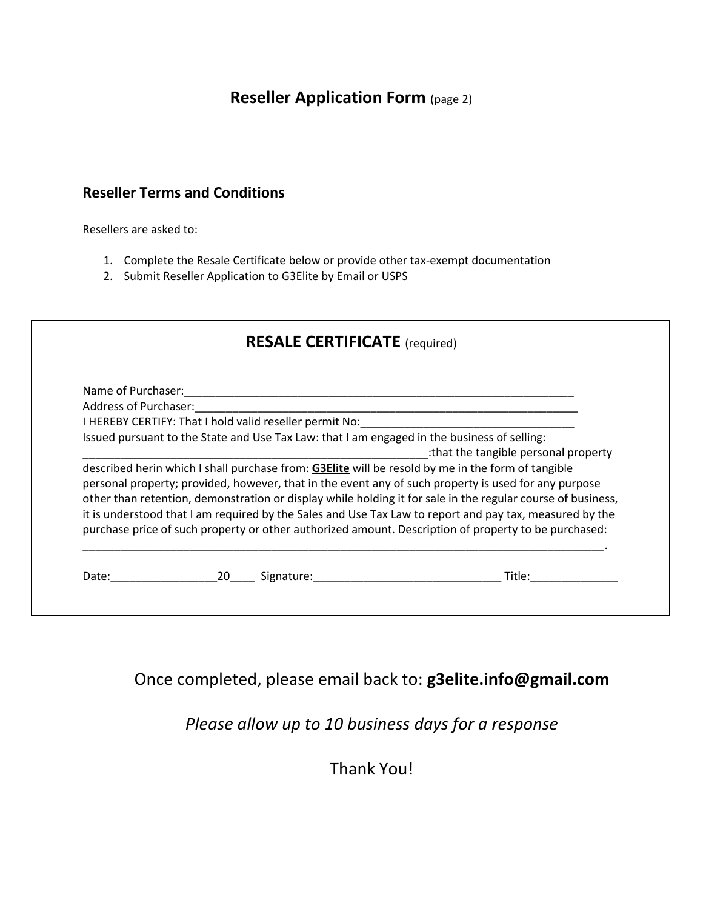# Reseller Application Form (page 2)

## Reseller Terms and Conditions

Resellers are asked to:

1. Complete the Resale Certificate below or provide other tax-exempt documentation
2. Submit Reseller Application to G3Elite by Email or USPS

## RESALE CERTIFICATE (required)

Name of Purchaser:_________________________________________________________________

Address of Purchaser:_______________________________________________________________

I HEREBY CERTIFY: That I hold valid reseller permit No:___________________________________

Issued pursuant to the State and Use Tax Law: that I am engaged in the business of selling: ________________________________________________________:that the tangible personal property described herin which I shall purchase from: **G3Elite** will be resold by me in the form of tangible personal property; provided, however, that in the event any of such property is used for any purpose other than retention, demonstration or display while holding it for sale in the regular course of business, it is understood that I am required by the Sales and Use Tax Law to report and pay tax, measured by the purchase price of such property or other authorized amount. Description of property to be purchased: ______________________________________________________________________________________.

Date:_________________20____ Signature:_____________________________ Title:______________

Once completed, please email back to: **g3elite.info@gmail.com**

*Please allow up to 10 business days for a response*

Thank You!